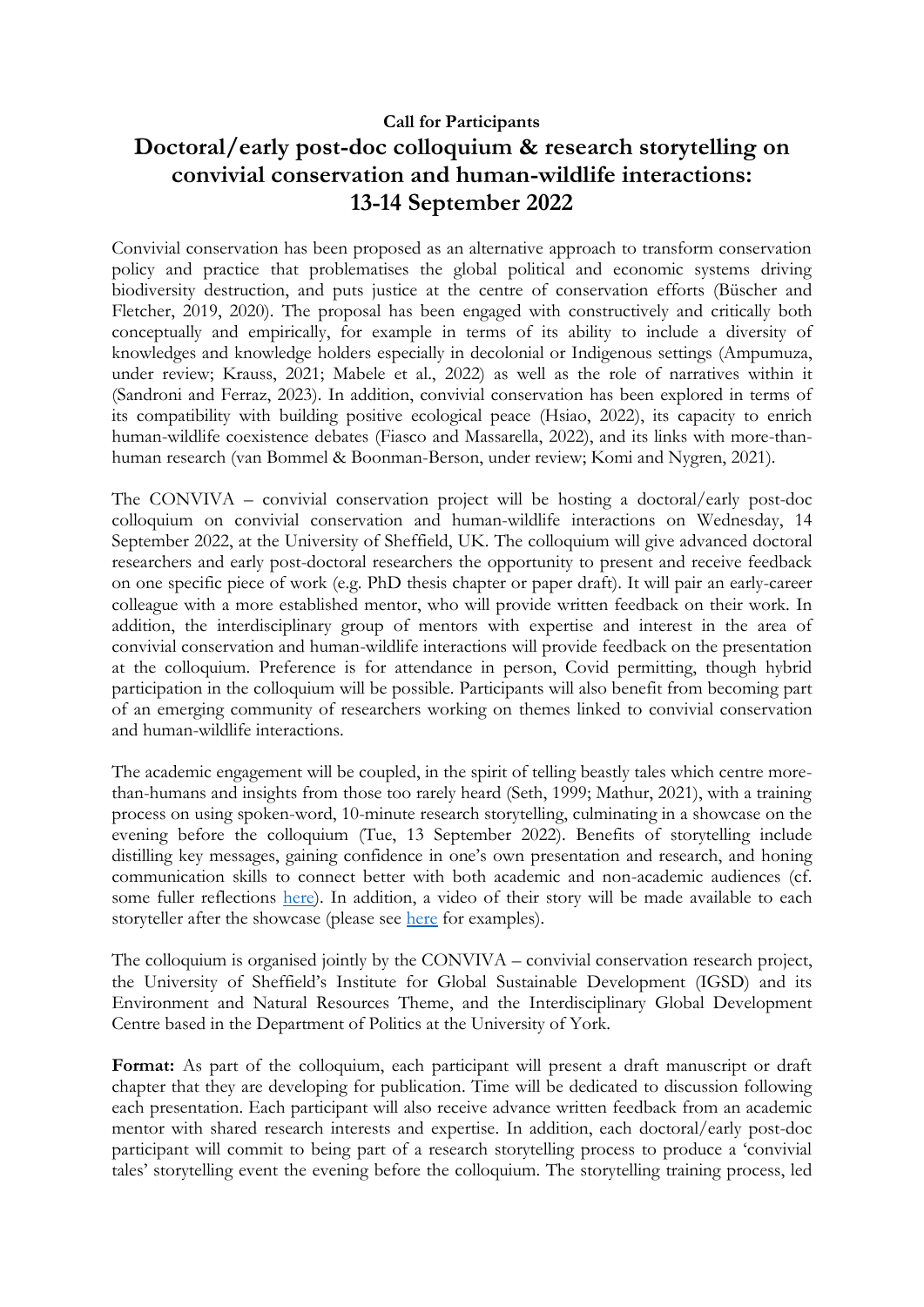**Call for Participants**

# Doctoral/early post-doc colloquium & research storytelling on convivial conservation and human-wildlife interactions: 13-14 September 2022

Convivial conservation has been proposed as an alternative approach to transform conservation policy and practice that problematises the global political and economic systems driving biodiversity destruction, and puts justice at the centre of conservation efforts (Büscher and Fletcher, 2019, 2020). The proposal has been engaged with constructively and critically both conceptually and empirically, for example in terms of its ability to include a diversity of knowledges and knowledge holders especially in decolonial or Indigenous settings (Ampumuza, under review; Krauss, 2021; Mabele et al., 2022) as well as the role of narratives within it (Sandroni and Ferraz, 2023). In addition, convivial conservation has been explored in terms of its compatibility with building positive ecological peace (Hsiao, 2022), its capacity to enrich human-wildlife coexistence debates (Fiasco and Massarella, 2022), and its links with more-than-human research (van Bommel & Boonman-Berson, under review; Komi and Nygren, 2021).

The CONVIVA – convivial conservation project will be hosting a doctoral/early post-doc colloquium on convivial conservation and human-wildlife interactions on Wednesday, 14 September 2022, at the University of Sheffield, UK. The colloquium will give advanced doctoral researchers and early post-doctoral researchers the opportunity to present and receive feedback on one specific piece of work (e.g. PhD thesis chapter or paper draft). It will pair an early-career colleague with a more established mentor, who will provide written feedback on their work. In addition, the interdisciplinary group of mentors with expertise and interest in the area of convivial conservation and human-wildlife interactions will provide feedback on the presentation at the colloquium. Preference is for attendance in person, Covid permitting, though hybrid participation in the colloquium will be possible. Participants will also benefit from becoming part of an emerging community of researchers working on themes linked to convivial conservation and human-wildlife interactions.

The academic engagement will be coupled, in the spirit of telling beastly tales which centre more-than-humans and insights from those too rarely heard (Seth, 1999; Mathur, 2021), with a training process on using spoken-word, 10-minute research storytelling, culminating in a showcase on the evening before the colloquium (Tue, 13 September 2022). Benefits of storytelling include distilling key messages, gaining confidence in one's own presentation and research, and honing communication skills to connect better with both academic and non-academic audiences (cf. some fuller reflections here). In addition, a video of their story will be made available to each storyteller after the showcase (please see here for examples).

The colloquium is organised jointly by the CONVIVA – convivial conservation research project, the University of Sheffield's Institute for Global Sustainable Development (IGSD) and its Environment and Natural Resources Theme, and the Interdisciplinary Global Development Centre based in the Department of Politics at the University of York.

**Format:** As part of the colloquium, each participant will present a draft manuscript or draft chapter that they are developing for publication. Time will be dedicated to discussion following each presentation. Each participant will also receive advance written feedback from an academic mentor with shared research interests and expertise. In addition, each doctoral/early post-doc participant will commit to being part of a research storytelling process to produce a 'convivial tales' storytelling event the evening before the colloquium. The storytelling training process, led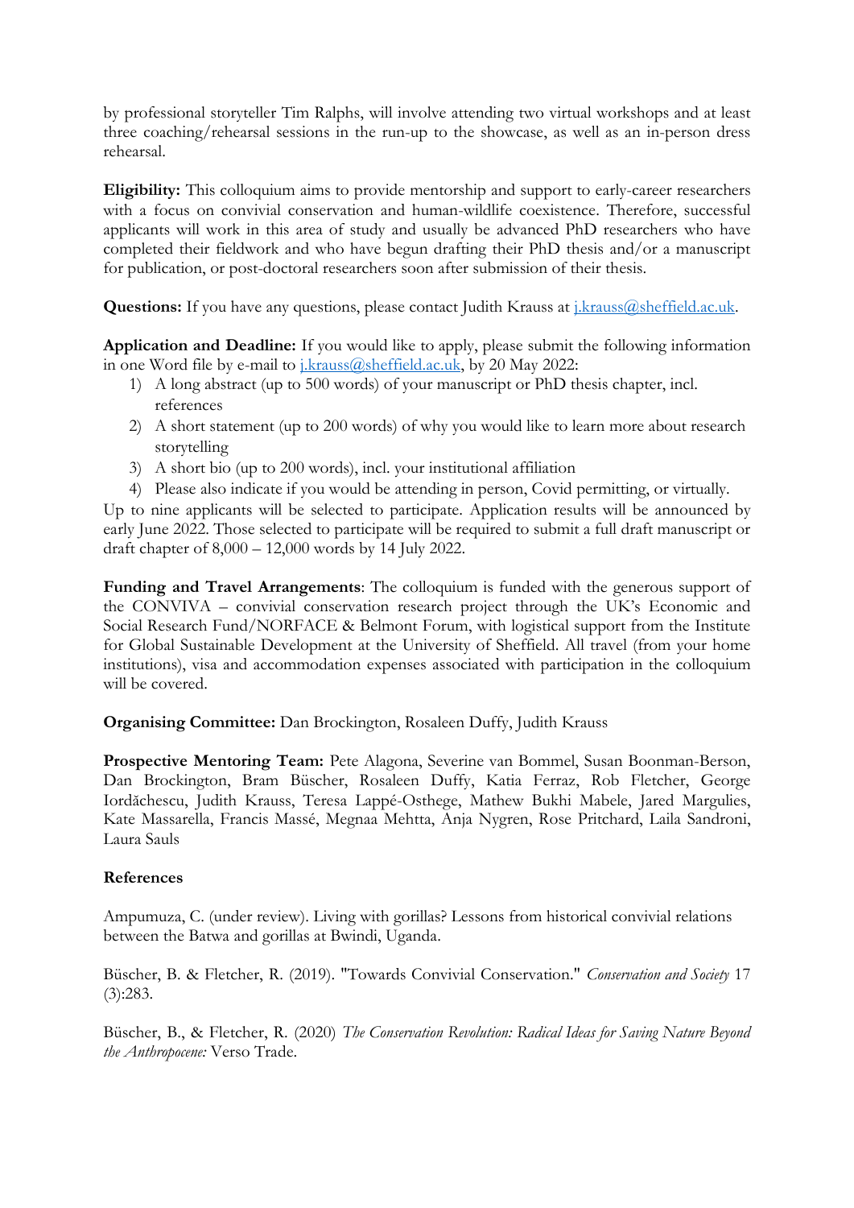by professional storyteller Tim Ralphs, will involve attending two virtual workshops and at least three coaching/rehearsal sessions in the run-up to the showcase, as well as an in-person dress rehearsal.

**Eligibility:** This colloquium aims to provide mentorship and support to early-career researchers with a focus on convivial conservation and human-wildlife coexistence. Therefore, successful applicants will work in this area of study and usually be advanced PhD researchers who have completed their fieldwork and who have begun drafting their PhD thesis and/or a manuscript for publication, or post-doctoral researchers soon after submission of their thesis.

**Questions:** If you have any questions, please contact Judith Krauss at [j.krauss@sheffield.ac.uk](mailto:j.krauss@sheffield.ac.uk).

**Application and Deadline:** If you would like to apply, please submit the following information in one Word file by e-mail to [j.krauss@sheffield.ac.uk](mailto:j.krauss@sheffield.ac.uk), by 20 May 2022:

1) A long abstract (up to 500 words) of your manuscript or PhD thesis chapter, incl. references
2) A short statement (up to 200 words) of why you would like to learn more about research storytelling
3) A short bio (up to 200 words), incl. your institutional affiliation
4) Please also indicate if you would be attending in person, Covid permitting, or virtually.

Up to nine applicants will be selected to participate. Application results will be announced by early June 2022. Those selected to participate will be required to submit a full draft manuscript or draft chapter of 8,000 – 12,000 words by 14 July 2022.

**Funding and Travel Arrangements**: The colloquium is funded with the generous support of the CONVIVA – convivial conservation research project through the UK's Economic and Social Research Fund/NORFACE & Belmont Forum, with logistical support from the Institute for Global Sustainable Development at the University of Sheffield. All travel (from your home institutions), visa and accommodation expenses associated with participation in the colloquium will be covered.

**Organising Committee:** Dan Brockington, Rosaleen Duffy, Judith Krauss

**Prospective Mentoring Team:** Pete Alagona, Severine van Bommel, Susan Boonman-Berson, Dan Brockington, Bram Büscher, Rosaleen Duffy, Katia Ferraz, Rob Fletcher, George Iordăchescu, Judith Krauss, Teresa Lappé-Osthege, Mathew Bukhi Mabele, Jared Margulies, Kate Massarella, Francis Massé, Megnaa Mehtta, Anja Nygren, Rose Pritchard, Laila Sandroni, Laura Sauls

**References**

Ampumuza, C. (under review). Living with gorillas? Lessons from historical convivial relations between the Batwa and gorillas at Bwindi, Uganda.

Büscher, B. & Fletcher, R. (2019). "Towards Convivial Conservation." *Conservation and Society* 17 (3):283.

Büscher, B., & Fletcher, R. (2020) *The Conservation Revolution: Radical Ideas for Saving Nature Beyond the Anthropocene:* Verso Trade.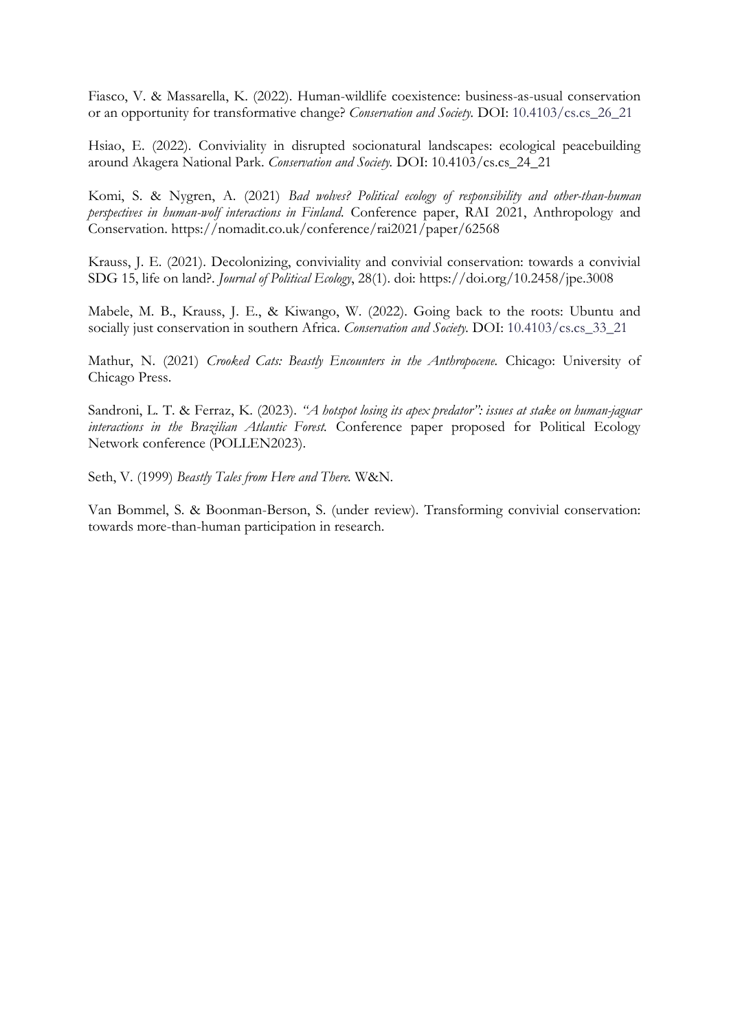Fiasco, V. & Massarella, K. (2022). Human-wildlife coexistence: business-as-usual conservation or an opportunity for transformative change? *Conservation and Society.* DOI: 10.4103/cs.cs_26_21

Hsiao, E. (2022). Conviviality in disrupted socionatural landscapes: ecological peacebuilding around Akagera National Park. *Conservation and Society.* DOI: 10.4103/cs.cs_24_21

Komi, S. & Nygren, A. (2021) *Bad wolves? Political ecology of responsibility and other-than-human perspectives in human-wolf interactions in Finland.* Conference paper, RAI 2021, Anthropology and Conservation. https://nomadit.co.uk/conference/rai2021/paper/62568

Krauss, J. E. (2021). Decolonizing, conviviality and convivial conservation: towards a convivial SDG 15, life on land?. *Journal of Political Ecology*, 28(1). doi: https://doi.org/10.2458/jpe.3008

Mabele, M. B., Krauss, J. E., & Kiwango, W. (2022). Going back to the roots: Ubuntu and socially just conservation in southern Africa. *Conservation and Society.* DOI: 10.4103/cs.cs_33_21

Mathur, N. (2021) *Crooked Cats: Beastly Encounters in the Anthropocene.* Chicago: University of Chicago Press.

Sandroni, L. T. & Ferraz, K. (2023). *"A hotspot losing its apex predator": issues at stake on human-jaguar interactions in the Brazilian Atlantic Forest.* Conference paper proposed for Political Ecology Network conference (POLLEN2023).

Seth, V. (1999) *Beastly Tales from Here and There.* W&N.

Van Bommel, S. & Boonman-Berson, S. (under review). Transforming convivial conservation: towards more-than-human participation in research.